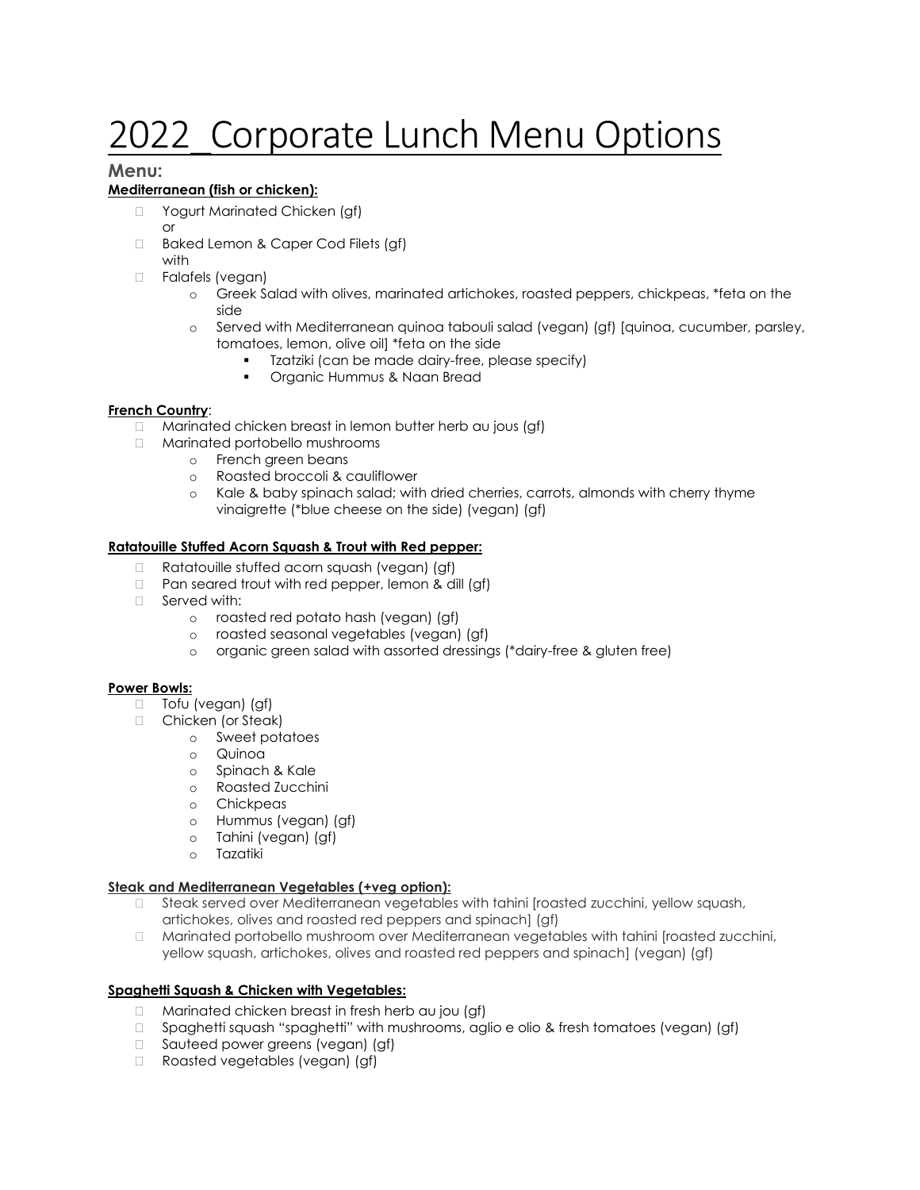# 2022_Corporate Lunch Menu Options

## Menu:

**Mediterranean (fish or chicken):**

- Yogurt Marinated Chicken (gf)
  or
- Baked Lemon & Caper Cod Filets (gf)
  with
- Falafels (vegan)
  - Greek Salad with olives, marinated artichokes, roasted peppers, chickpeas, *feta on the side
  - Served with Mediterranean quinoa tabouli salad (vegan) (gf) [quinoa, cucumber, parsley, tomatoes, lemon, olive oil] *feta on the side
    - Tzatziki (can be made dairy-free, please specify)
    - Organic Hummus & Naan Bread

**French Country**:

- Marinated chicken breast in lemon butter herb au jous (gf)
- Marinated portobello mushrooms
  - French green beans
  - Roasted broccoli & cauliflower
  - Kale & baby spinach salad; with dried cherries, carrots, almonds with cherry thyme vinaigrette (*blue cheese on the side) (vegan) (gf)

**Ratatouille Stuffed Acorn Squash & Trout with Red pepper:**

- Ratatouille stuffed acorn squash (vegan) (gf)
- Pan seared trout with red pepper, lemon & dill (gf)
- Served with:
  - roasted red potato hash (vegan) (gf)
  - roasted seasonal vegetables (vegan) (gf)
  - organic green salad with assorted dressings (*dairy-free & gluten free)

**Power Bowls:**

- Tofu (vegan) (gf)
- Chicken (or Steak)
  - Sweet potatoes
  - Quinoa
  - Spinach & Kale
  - Roasted Zucchini
  - Chickpeas
  - Hummus (vegan) (gf)
  - Tahini (vegan) (gf)
  - Tazatiki

**Steak and Mediterranean Vegetables (+veg option):**

- Steak served over Mediterranean vegetables with tahini [roasted zucchini, yellow squash, artichokes, olives and roasted red peppers and spinach] (gf)
- Marinated portobello mushroom over Mediterranean vegetables with tahini [roasted zucchini, yellow squash, artichokes, olives and roasted red peppers and spinach] (vegan) (gf)

**Spaghetti Squash & Chicken with Vegetables:**

- Marinated chicken breast in fresh herb au jou (gf)
- Spaghetti squash "spaghetti" with mushrooms, aglio e olio & fresh tomatoes (vegan) (gf)
- Sauteed power greens (vegan) (gf)
- Roasted vegetables (vegan) (gf)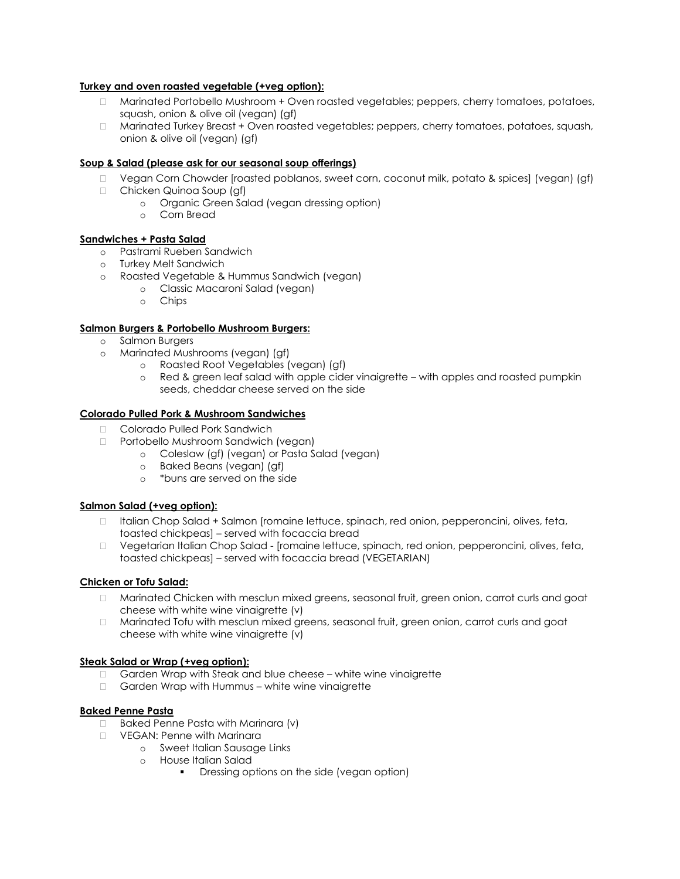**Turkey and oven roasted vegetable (+veg option):**

- Marinated Portobello Mushroom + Oven roasted vegetables; peppers, cherry tomatoes, potatoes, squash, onion & olive oil (vegan) (gf)
- Marinated Turkey Breast + Oven roasted vegetables; peppers, cherry tomatoes, potatoes, squash, onion & olive oil (vegan) (gf)

**Soup & Salad (please ask for our seasonal soup offerings)**

- Vegan Corn Chowder [roasted poblanos, sweet corn, coconut milk, potato & spices] (vegan) (gf)
- Chicken Quinoa Soup (gf)
  - Organic Green Salad (vegan dressing option)
  - Corn Bread

**Sandwiches + Pasta Salad**

- Pastrami Rueben Sandwich
- Turkey Melt Sandwich
- Roasted Vegetable & Hummus Sandwich (vegan)
  - Classic Macaroni Salad (vegan)
  - Chips

**Salmon Burgers & Portobello Mushroom Burgers:**

- Salmon Burgers
- Marinated Mushrooms (vegan) (gf)
  - Roasted Root Vegetables (vegan) (gf)
  - Red & green leaf salad with apple cider vinaigrette – with apples and roasted pumpkin seeds, cheddar cheese served on the side

**Colorado Pulled Pork & Mushroom Sandwiches**

- Colorado Pulled Pork Sandwich
- Portobello Mushroom Sandwich (vegan)
  - Coleslaw (gf) (vegan) or Pasta Salad (vegan)
  - Baked Beans (vegan) (gf)
  - *buns are served on the side

**Salmon Salad (+veg option):**

- Italian Chop Salad + Salmon [romaine lettuce, spinach, red onion, pepperoncini, olives, feta, toasted chickpeas] – served with focaccia bread
- Vegetarian Italian Chop Salad - [romaine lettuce, spinach, red onion, pepperoncini, olives, feta, toasted chickpeas] – served with focaccia bread (VEGETARIAN)

**Chicken or Tofu Salad:**

- Marinated Chicken with mesclun mixed greens, seasonal fruit, green onion, carrot curls and goat cheese with white wine vinaigrette (v)
- Marinated Tofu with mesclun mixed greens, seasonal fruit, green onion, carrot curls and goat cheese with white wine vinaigrette (v)

**Steak Salad or Wrap (+veg option):**

- Garden Wrap with Steak and blue cheese – white wine vinaigrette
- Garden Wrap with Hummus – white wine vinaigrette

**Baked Penne Pasta**

- Baked Penne Pasta with Marinara (v)
- VEGAN: Penne with Marinara
  - Sweet Italian Sausage Links
  - House Italian Salad
    - Dressing options on the side (vegan option)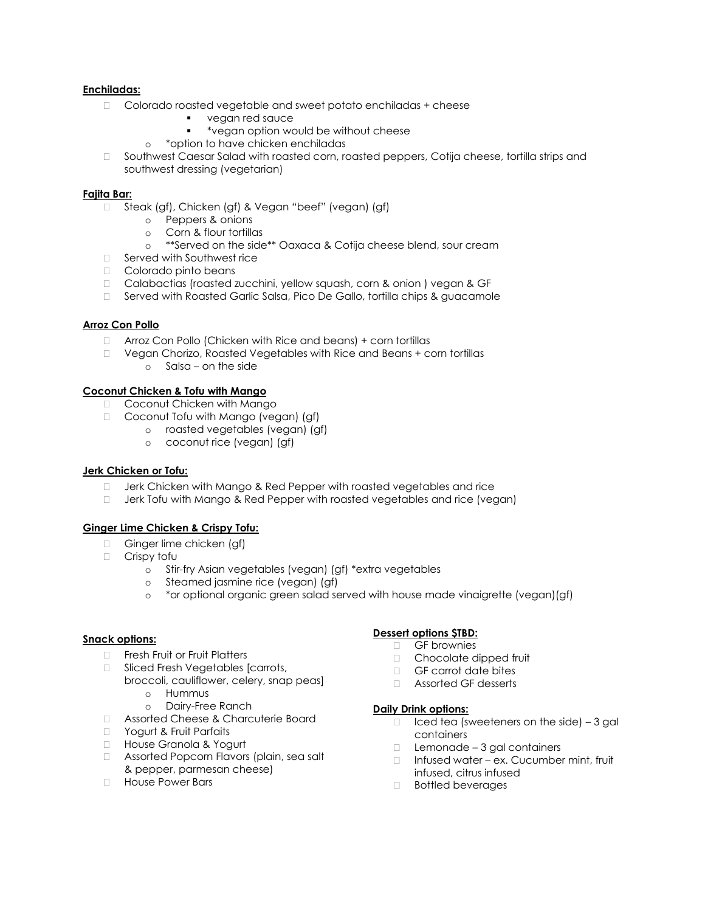**Enchiladas:**

- Colorado roasted vegetable and sweet potato enchiladas + cheese
    - vegan red sauce
    - *vegan option would be without cheese
  - *option to have chicken enchiladas
- Southwest Caesar Salad with roasted corn, roasted peppers, Cotija cheese, tortilla strips and southwest dressing (vegetarian)

**Fajita Bar:**

- Steak (gf), Chicken (gf) & Vegan "beef" (vegan) (gf)
  - Peppers & onions
  - Corn & flour tortillas
  - **Served on the side** Oaxaca & Cotija cheese blend, sour cream
- Served with Southwest rice
- Colorado pinto beans
- Calabactias (roasted zucchini, yellow squash, corn & onion ) vegan & GF
- Served with Roasted Garlic Salsa, Pico De Gallo, tortilla chips & guacamole

**Arroz Con Pollo**

- Arroz Con Pollo (Chicken with Rice and beans) + corn tortillas
- Vegan Chorizo, Roasted Vegetables with Rice and Beans + corn tortillas
  - Salsa – on the side

**Coconut Chicken & Tofu with Mango**

- Coconut Chicken with Mango
- Coconut Tofu with Mango (vegan) (gf)
  - roasted vegetables (vegan) (gf)
  - coconut rice (vegan) (gf)

**Jerk Chicken or Tofu:**

- Jerk Chicken with Mango & Red Pepper with roasted vegetables and rice
- Jerk Tofu with Mango & Red Pepper with roasted vegetables and rice (vegan)

**Ginger Lime Chicken & Crispy Tofu:**

- Ginger lime chicken (gf)
- Crispy tofu
  - Stir-fry Asian vegetables (vegan) (gf) *extra vegetables
  - Steamed jasmine rice (vegan) (gf)
  - *or optional organic green salad served with house made vinaigrette (vegan)(gf)

**Snack options:**

- Fresh Fruit or Fruit Platters
- Sliced Fresh Vegetables [carrots, broccoli, cauliflower, celery, snap peas]
  - Hummus
  - Dairy-Free Ranch
- Assorted Cheese & Charcuterie Board
- Yogurt & Fruit Parfaits
- House Granola & Yogurt
- Assorted Popcorn Flavors (plain, sea salt & pepper, parmesan cheese)
- House Power Bars

**Dessert options $TBD:**

- GF brownies
- Chocolate dipped fruit
- GF carrot date bites
- Assorted GF desserts

**Daily Drink options:**

- Iced tea (sweeteners on the side) – 3 gal containers
- Lemonade – 3 gal containers
- Infused water – ex. Cucumber mint, fruit infused, citrus infused
- Bottled beverages